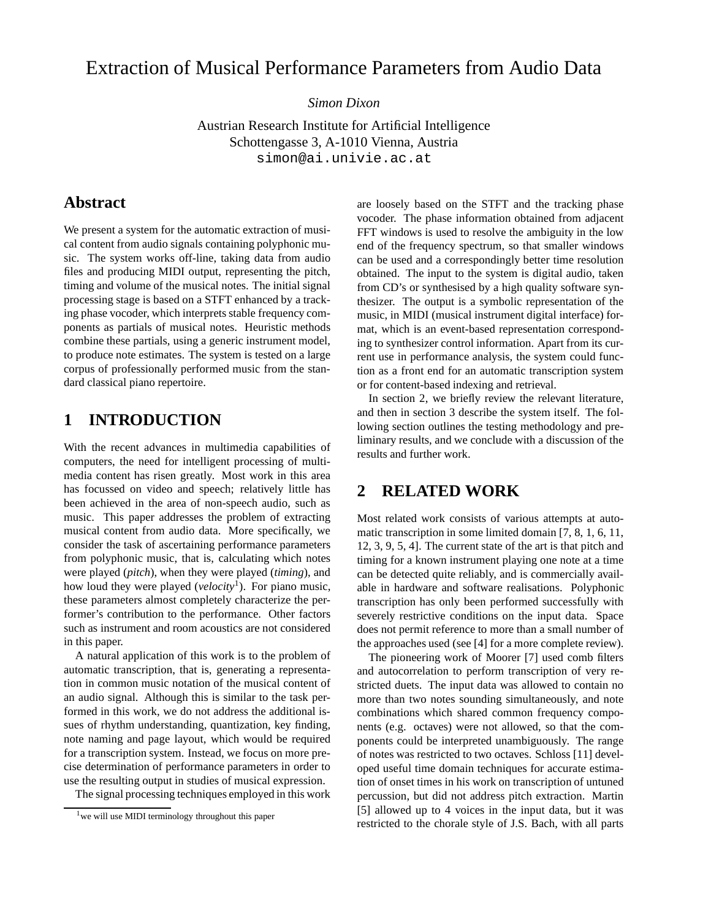# Extraction of Musical Performance Parameters from Audio Data

*Simon Dixon*

Austrian Research Institute for Artificial Intelligence
Schottengasse 3, A-1010 Vienna, Austria
simon@ai.univie.ac.at

## Abstract

We present a system for the automatic extraction of musical content from audio signals containing polyphonic music. The system works off-line, taking data from audio files and producing MIDI output, representing the pitch, timing and volume of the musical notes. The initial signal processing stage is based on a STFT enhanced by a tracking phase vocoder, which interprets stable frequency components as partials of musical notes. Heuristic methods combine these partials, using a generic instrument model, to produce note estimates. The system is tested on a large corpus of professionally performed music from the standard classical piano repertoire.

## 1 INTRODUCTION

With the recent advances in multimedia capabilities of computers, the need for intelligent processing of multimedia content has risen greatly. Most work in this area has focussed on video and speech; relatively little has been achieved in the area of non-speech audio, such as music. This paper addresses the problem of extracting musical content from audio data. More specifically, we consider the task of ascertaining performance parameters from polyphonic music, that is, calculating which notes were played (*pitch*), when they were played (*timing*), and how loud they were played (*velocity*[1]). For piano music, these parameters almost completely characterize the performer's contribution to the performance. Other factors such as instrument and room acoustics are not considered in this paper.

A natural application of this work is to the problem of automatic transcription, that is, generating a representation in common music notation of the musical content of an audio signal. Although this is similar to the task performed in this work, we do not address the additional issues of rhythm understanding, quantization, key finding, note naming and page layout, which would be required for a transcription system. Instead, we focus on more precise determination of performance parameters in order to use the resulting output in studies of musical expression.

The signal processing techniques employed in this work are loosely based on the STFT and the tracking phase vocoder. The phase information obtained from adjacent FFT windows is used to resolve the ambiguity in the low end of the frequency spectrum, so that smaller windows can be used and a correspondingly better time resolution obtained. The input to the system is digital audio, taken from CD's or synthesised by a high quality software synthesizer. The output is a symbolic representation of the music, in MIDI (musical instrument digital interface) format, which is an event-based representation corresponding to synthesizer control information. Apart from its current use in performance analysis, the system could function as a front end for an automatic transcription system or for content-based indexing and retrieval.

In section 2, we briefly review the relevant literature, and then in section 3 describe the system itself. The following section outlines the testing methodology and preliminary results, and we conclude with a discussion of the results and further work.

[1] we will use MIDI terminology throughout this paper

## 2 RELATED WORK

Most related work consists of various attempts at automatic transcription in some limited domain [7, 8, 1, 6, 11, 12, 3, 9, 5, 4]. The current state of the art is that pitch and timing for a known instrument playing one note at a time can be detected quite reliably, and is commercially available in hardware and software realisations. Polyphonic transcription has only been performed successfully with severely restrictive conditions on the input data. Space does not permit reference to more than a small number of the approaches used (see [4] for a more complete review).

The pioneering work of Moorer [7] used comb filters and autocorrelation to perform transcription of very restricted duets. The input data was allowed to contain no more than two notes sounding simultaneously, and note combinations which shared common frequency components (e.g. octaves) were not allowed, so that the components could be interpreted unambiguously. The range of notes was restricted to two octaves. Schloss [11] developed useful time domain techniques for accurate estimation of onset times in his work on transcription of untuned percussion, but did not address pitch extraction. Martin [5] allowed up to 4 voices in the input data, but it was restricted to the chorale style of J.S. Bach, with all parts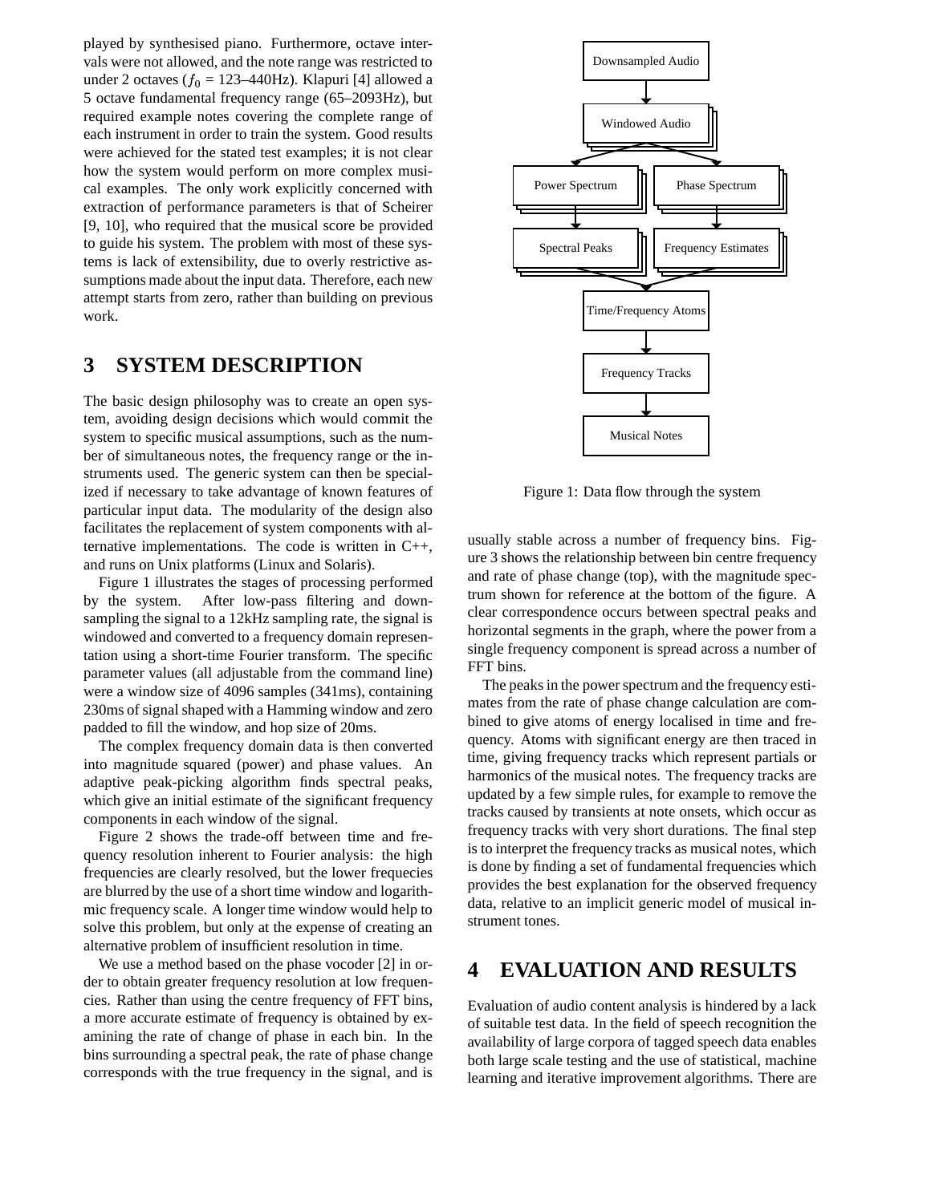played by synthesised piano. Furthermore, octave intervals were not allowed, and the note range was restricted to under 2 octaves ($f_0$ = 123–440Hz). Klapuri [4] allowed a 5 octave fundamental frequency range (65–2093Hz), but required example notes covering the complete range of each instrument in order to train the system. Good results were achieved for the stated test examples; it is not clear how the system would perform on more complex musical examples. The only work explicitly concerned with extraction of performance parameters is that of Scheirer [9, 10], who required that the musical score be provided to guide his system. The problem with most of these systems is lack of extensibility, due to overly restrictive assumptions made about the input data. Therefore, each new attempt starts from zero, rather than building on previous work.

# 3 SYSTEM DESCRIPTION

The basic design philosophy was to create an open system, avoiding design decisions which would commit the system to specific musical assumptions, such as the number of simultaneous notes, the frequency range or the instruments used. The generic system can then be specialized if necessary to take advantage of known features of particular input data. The modularity of the design also facilitates the replacement of system components with alternative implementations. The code is written in C++, and runs on Unix platforms (Linux and Solaris).

Figure 1 illustrates the stages of processing performed by the system. After low-pass filtering and downsampling the signal to a 12kHz sampling rate, the signal is windowed and converted to a frequency domain representation using a short-time Fourier transform. The specific parameter values (all adjustable from the command line) were a window size of 4096 samples (341ms), containing 230ms of signal shaped with a Hamming window and zero padded to fill the window, and hop size of 20ms.

The complex frequency domain data is then converted into magnitude squared (power) and phase values. An adaptive peak-picking algorithm finds spectral peaks, which give an initial estimate of the significant frequency components in each window of the signal.

Figure 2 shows the trade-off between time and frequency resolution inherent to Fourier analysis: the high frequencies are clearly resolved, but the lower frequecies are blurred by the use of a short time window and logarithmic frequency scale. A longer time window would help to solve this problem, but only at the expense of creating an alternative problem of insufficient resolution in time.

We use a method based on the phase vocoder [2] in order to obtain greater frequency resolution at low frequencies. Rather than using the centre frequency of FFT bins, a more accurate estimate of frequency is obtained by examining the rate of change of phase in each bin. In the bins surrounding a spectral peak, the rate of phase change corresponds with the true frequency in the signal, and is usually stable across a number of frequency bins. Figure 3 shows the relationship between bin centre frequency and rate of phase change (top), with the magnitude spectrum shown for reference at the bottom of the figure. A clear correspondence occurs between spectral peaks and horizontal segments in the graph, where the power from a single frequency component is spread across a number of FFT bins.

Downsampled Audio → Windowed Audio → Power Spectrum / Phase Spectrum → Spectral Peaks / Frequency Estimates → Time/Frequency Atoms → Frequency Tracks → Musical Notes

Figure 1: Data flow through the system

The peaks in the power spectrum and the frequency estimates from the rate of phase change calculation are combined to give atoms of energy localised in time and frequency. Atoms with significant energy are then traced in time, giving frequency tracks which represent partials or harmonics of the musical notes. The frequency tracks are updated by a few simple rules, for example to remove the tracks caused by transients at note onsets, which occur as frequency tracks with very short durations. The final step is to interpret the frequency tracks as musical notes, which is done by finding a set of fundamental frequencies which provides the best explanation for the observed frequency data, relative to an implicit generic model of musical instrument tones.

# 4 EVALUATION AND RESULTS

Evaluation of audio content analysis is hindered by a lack of suitable test data. In the field of speech recognition the availability of large corpora of tagged speech data enables both large scale testing and the use of statistical, machine learning and iterative improvement algorithms. There are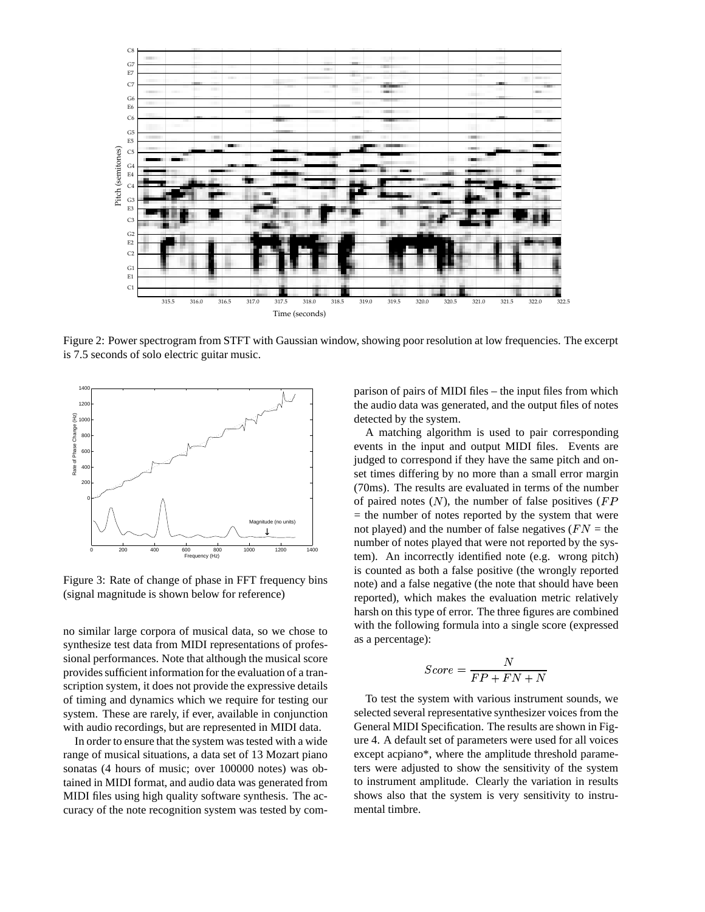Figure 2: Power spectrogram from STFT with Gaussian window, showing poor resolution at low frequencies. The excerpt is 7.5 seconds of solo electric guitar music.

Figure 3: Rate of change of phase in FFT frequency bins (signal magnitude is shown below for reference)

no similar large corpora of musical data, so we chose to synthesize test data from MIDI representations of professional performances. Note that although the musical score provides sufficient information for the evaluation of a transcription system, it does not provide the expressive details of timing and dynamics which we require for testing our system. These are rarely, if ever, available in conjunction with audio recordings, but are represented in MIDI data.

In order to ensure that the system was tested with a wide range of musical situations, a data set of 13 Mozart piano sonatas (4 hours of music; over 100000 notes) was obtained in MIDI format, and audio data was generated from MIDI files using high quality software synthesis. The accuracy of the note recognition system was tested by comparison of pairs of MIDI files – the input files from which the audio data was generated, and the output files of notes detected by the system.

A matching algorithm is used to pair corresponding events in the input and output MIDI files. Events are judged to correspond if they have the same pitch and onset times differing by no more than a small error margin (70ms). The results are evaluated in terms of the number of paired notes ($N$), the number of false positives ($FP$ = the number of notes reported by the system that were not played) and the number of false negatives ($FN$ = the number of notes played that were not reported by the system). An incorrectly identified note (e.g. wrong pitch) is counted as both a false positive (the wrongly reported note) and a false negative (the note that should have been reported), which makes the evaluation metric relatively harsh on this type of error. The three figures are combined with the following formula into a single score (expressed as a percentage):

$$Score = \frac{N}{FP + FN + N}$$

To test the system with various instrument sounds, we selected several representative synthesizer voices from the General MIDI Specification. The results are shown in Figure 4. A default set of parameters were used for all voices except acpiano*, where the amplitude threshold parameters were adjusted to show the sensitivity of the system to instrument amplitude. Clearly the variation in results shows also that the system is very sensitivity to instrumental timbre.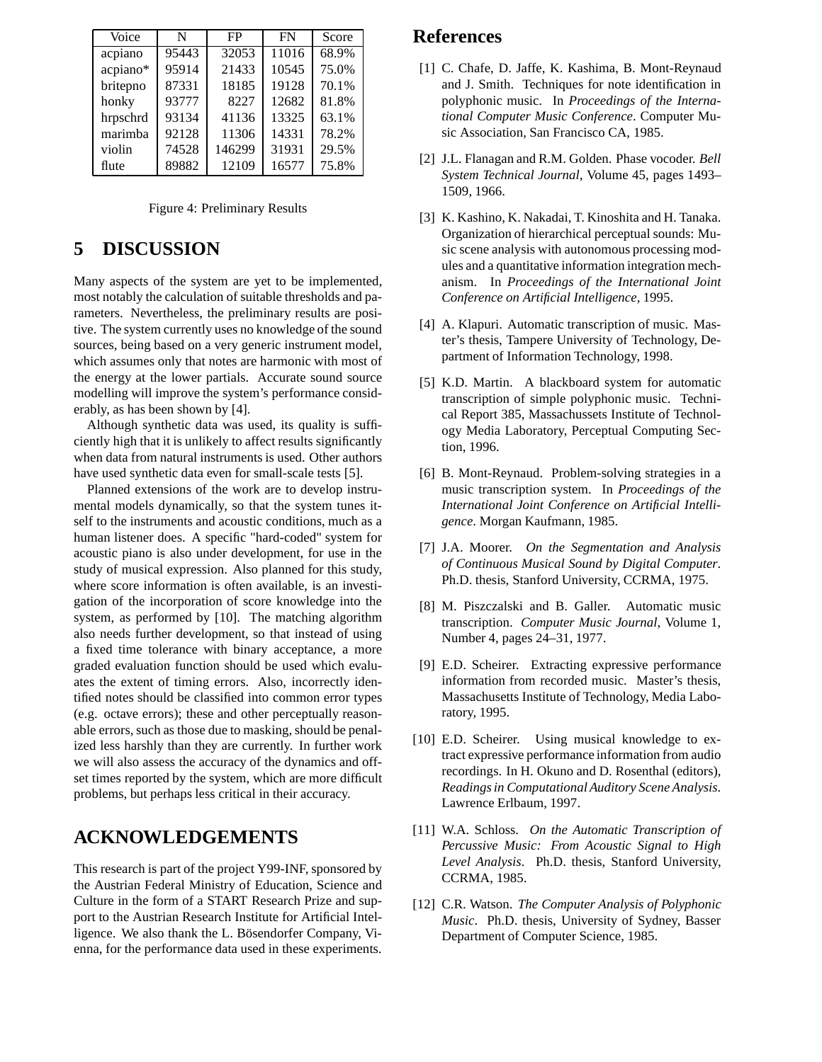| Voice | N | FP | FN | Score |
|---|---|---|---|---|
| acpiano | 95443 | 32053 | 11016 | 68.9% |
| acpiano* | 95914 | 21433 | 10545 | 75.0% |
| britepno | 87331 | 18185 | 19128 | 70.1% |
| honky | 93777 | 8227 | 12682 | 81.8% |
| hrpschrd | 93134 | 41136 | 13325 | 63.1% |
| marimba | 92128 | 11306 | 14331 | 78.2% |
| violin | 74528 | 146299 | 31931 | 29.5% |
| flute | 89882 | 12109 | 16577 | 75.8% |

Figure 4: Preliminary Results

# 5 DISCUSSION

Many aspects of the system are yet to be implemented, most notably the calculation of suitable thresholds and parameters. Nevertheless, the preliminary results are positive. The system currently uses no knowledge of the sound sources, being based on a very generic instrument model, which assumes only that notes are harmonic with most of the energy at the lower partials. Accurate sound source modelling will improve the system's performance considerably, as has been shown by [4].

Although synthetic data was used, its quality is sufficiently high that it is unlikely to affect results significantly when data from natural instruments is used. Other authors have used synthetic data even for small-scale tests [5].

Planned extensions of the work are to develop instrumental models dynamically, so that the system tunes itself to the instruments and acoustic conditions, much as a human listener does. A specific "hard-coded" system for acoustic piano is also under development, for use in the study of musical expression. Also planned for this study, where score information is often available, is an investigation of the incorporation of score knowledge into the system, as performed by [10]. The matching algorithm also needs further development, so that instead of using a fixed time tolerance with binary acceptance, a more graded evaluation function should be used which evaluates the extent of timing errors. Also, incorrectly identified notes should be classified into common error types (e.g. octave errors); these and other perceptually reasonable errors, such as those due to masking, should be penalized less harshly than they are currently. In further work we will also assess the accuracy of the dynamics and offset times reported by the system, which are more difficult problems, but perhaps less critical in their accuracy.

# ACKNOWLEDGEMENTS

This research is part of the project Y99-INF, sponsored by the Austrian Federal Ministry of Education, Science and Culture in the form of a START Research Prize and support to the Austrian Research Institute for Artificial Intelligence. We also thank the L. Bösendorfer Company, Vienna, for the performance data used in these experiments.

# References

[1] C. Chafe, D. Jaffe, K. Kashima, B. Mont-Reynaud and J. Smith. Techniques for note identification in polyphonic music. In *Proceedings of the International Computer Music Conference*. Computer Music Association, San Francisco CA, 1985.

[2] J.L. Flanagan and R.M. Golden. Phase vocoder. *Bell System Technical Journal*, Volume 45, pages 1493–1509, 1966.

[3] K. Kashino, K. Nakadai, T. Kinoshita and H. Tanaka. Organization of hierarchical perceptual sounds: Music scene analysis with autonomous processing modules and a quantitative information integration mechanism. In *Proceedings of the International Joint Conference on Artificial Intelligence*, 1995.

[4] A. Klapuri. Automatic transcription of music. Master's thesis, Tampere University of Technology, Department of Information Technology, 1998.

[5] K.D. Martin. A blackboard system for automatic transcription of simple polyphonic music. Technical Report 385, Massachussets Institute of Technology Media Laboratory, Perceptual Computing Section, 1996.

[6] B. Mont-Reynaud. Problem-solving strategies in a music transcription system. In *Proceedings of the International Joint Conference on Artificial Intelligence*. Morgan Kaufmann, 1985.

[7] J.A. Moorer. *On the Segmentation and Analysis of Continuous Musical Sound by Digital Computer*. Ph.D. thesis, Stanford University, CCRMA, 1975.

[8] M. Piszczalski and B. Galler. Automatic music transcription. *Computer Music Journal*, Volume 1, Number 4, pages 24–31, 1977.

[9] E.D. Scheirer. Extracting expressive performance information from recorded music. Master's thesis, Massachusetts Institute of Technology, Media Laboratory, 1995.

[10] E.D. Scheirer. Using musical knowledge to extract expressive performance information from audio recordings. In H. Okuno and D. Rosenthal (editors), *Readings in Computational Auditory Scene Analysis*. Lawrence Erlbaum, 1997.

[11] W.A. Schloss. *On the Automatic Transcription of Percussive Music: From Acoustic Signal to High Level Analysis*. Ph.D. thesis, Stanford University, CCRMA, 1985.

[12] C.R. Watson. *The Computer Analysis of Polyphonic Music*. Ph.D. thesis, University of Sydney, Basser Department of Computer Science, 1985.